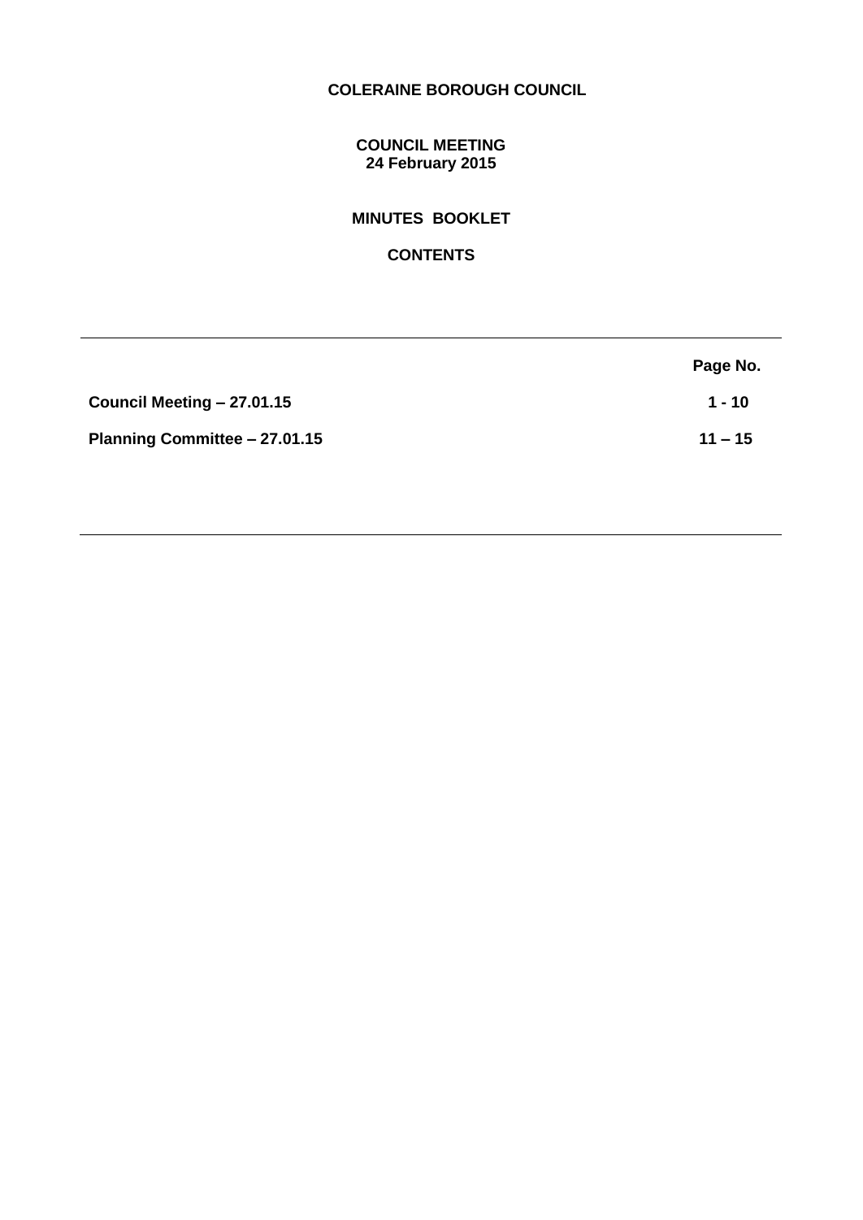# COLERAINE BOROUGH COUNCIL

## COUNCIL MEETING
**24 February 2015**

## MINUTES BOOKLET

## CONTENTS

| | Page No. |
|---|---|
| **Council Meeting – 27.01.15** | **1 - 10** |
| **Planning Committee – 27.01.15** | **11 – 15** |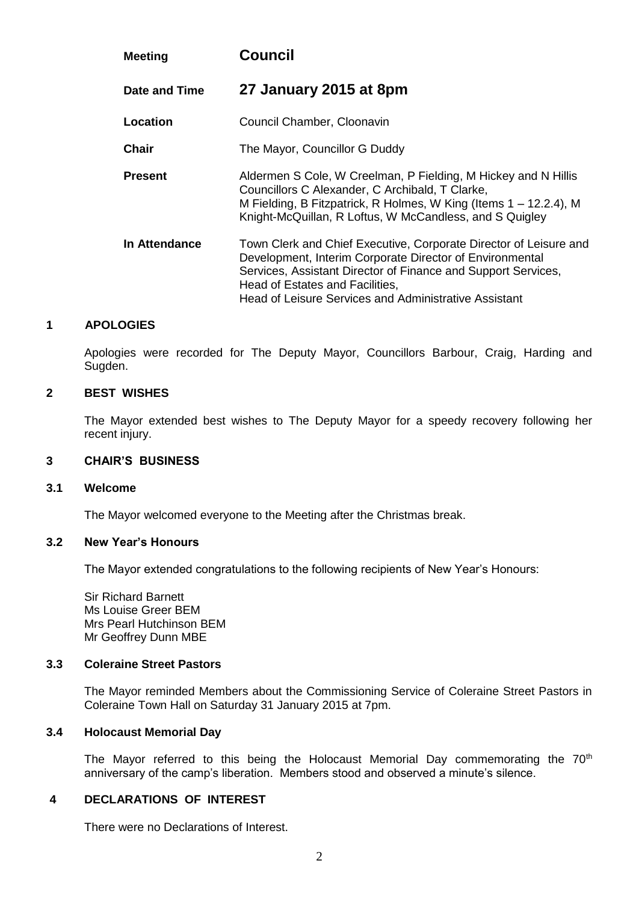| | |
|---|---|
| **Meeting** | **Council** |
| **Date and Time** | **27 January 2015 at 8pm** |
| **Location** | Council Chamber, Cloonavin |
| **Chair** | The Mayor, Councillor G Duddy |
| **Present** | Aldermen S Cole, W Creelman, P Fielding, M Hickey and N Hillis Councillors C Alexander, C Archibald, T Clarke, M Fielding, B Fitzpatrick, R Holmes, W King (Items 1 – 12.2.4), M Knight-McQuillan, R Loftus, W McCandless, and S Quigley |
| **In Attendance** | Town Clerk and Chief Executive, Corporate Director of Leisure and Development, Interim Corporate Director of Environmental Services, Assistant Director of Finance and Support Services, Head of Estates and Facilities, Head of Leisure Services and Administrative Assistant |

## 1 APOLOGIES

Apologies were recorded for The Deputy Mayor, Councillors Barbour, Craig, Harding and Sugden.

## 2 BEST WISHES

The Mayor extended best wishes to The Deputy Mayor for a speedy recovery following her recent injury.

## 3 CHAIR'S BUSINESS

### 3.1 Welcome

The Mayor welcomed everyone to the Meeting after the Christmas break.

### 3.2 New Year's Honours

The Mayor extended congratulations to the following recipients of New Year's Honours:

Sir Richard Barnett
Ms Louise Greer BEM
Mrs Pearl Hutchinson BEM
Mr Geoffrey Dunn MBE

### 3.3 Coleraine Street Pastors

The Mayor reminded Members about the Commissioning Service of Coleraine Street Pastors in Coleraine Town Hall on Saturday 31 January 2015 at 7pm.

### 3.4 Holocaust Memorial Day

The Mayor referred to this being the Holocaust Memorial Day commemorating the 70th anniversary of the camp's liberation. Members stood and observed a minute's silence.

## 4 DECLARATIONS OF INTEREST

There were no Declarations of Interest.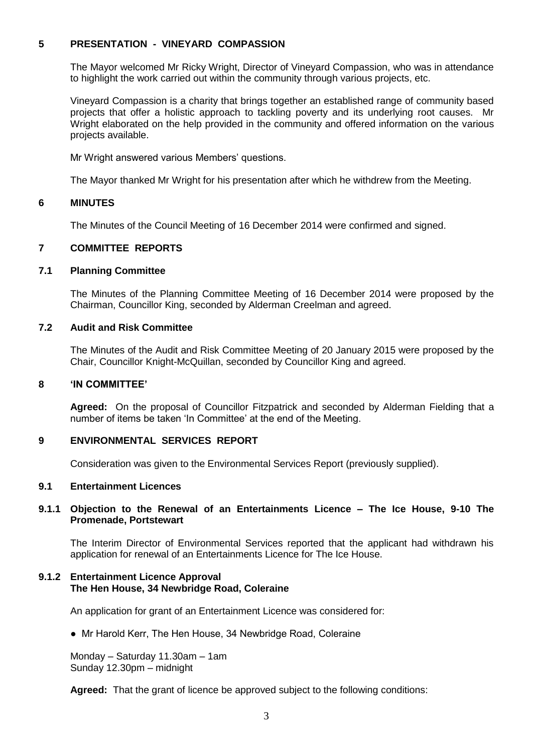## 5 PRESENTATION - VINEYARD COMPASSION

The Mayor welcomed Mr Ricky Wright, Director of Vineyard Compassion, who was in attendance to highlight the work carried out within the community through various projects, etc.

Vineyard Compassion is a charity that brings together an established range of community based projects that offer a holistic approach to tackling poverty and its underlying root causes. Mr Wright elaborated on the help provided in the community and offered information on the various projects available.

Mr Wright answered various Members' questions.

The Mayor thanked Mr Wright for his presentation after which he withdrew from the Meeting.

## 6 MINUTES

The Minutes of the Council Meeting of 16 December 2014 were confirmed and signed.

## 7 COMMITTEE REPORTS

### 7.1 Planning Committee

The Minutes of the Planning Committee Meeting of 16 December 2014 were proposed by the Chairman, Councillor King, seconded by Alderman Creelman and agreed.

### 7.2 Audit and Risk Committee

The Minutes of the Audit and Risk Committee Meeting of 20 January 2015 were proposed by the Chair, Councillor Knight-McQuillan, seconded by Councillor King and agreed.

## 8 'IN COMMITTEE'

**Agreed:** On the proposal of Councillor Fitzpatrick and seconded by Alderman Fielding that a number of items be taken 'In Committee' at the end of the Meeting.

## 9 ENVIRONMENTAL SERVICES REPORT

Consideration was given to the Environmental Services Report (previously supplied).

### 9.1 Entertainment Licences

#### 9.1.1 Objection to the Renewal of an Entertainments Licence – The Ice House, 9-10 The Promenade, Portstewart

The Interim Director of Environmental Services reported that the applicant had withdrawn his application for renewal of an Entertainments Licence for The Ice House.

#### 9.1.2 Entertainment Licence Approval The Hen House, 34 Newbridge Road, Coleraine

An application for grant of an Entertainment Licence was considered for:

- Mr Harold Kerr, The Hen House, 34 Newbridge Road, Coleraine

Monday – Saturday 11.30am – 1am
Sunday 12.30pm – midnight

**Agreed:** That the grant of licence be approved subject to the following conditions: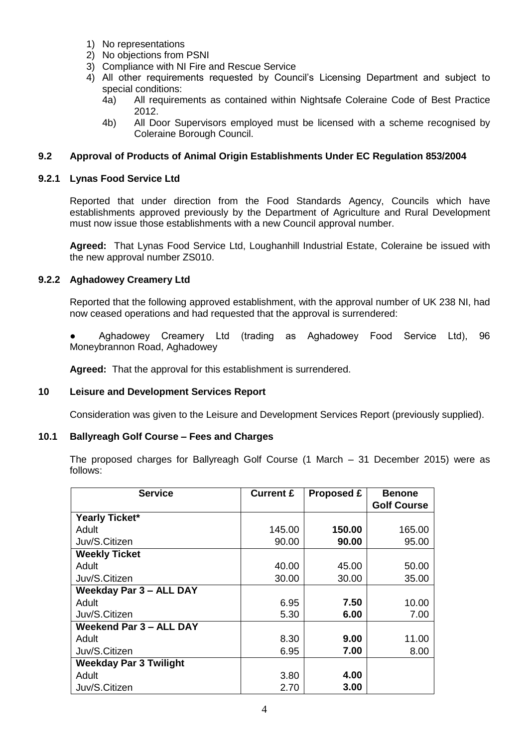1) No representations
2) No objections from PSNI
3) Compliance with NI Fire and Rescue Service
4) All other requirements requested by Council's Licensing Department and subject to special conditions:
   4a) All requirements as contained within Nightsafe Coleraine Code of Best Practice 2012.
   4b) All Door Supervisors employed must be licensed with a scheme recognised by Coleraine Borough Council.

### 9.2 Approval of Products of Animal Origin Establishments Under EC Regulation 853/2004

#### 9.2.1 Lynas Food Service Ltd

Reported that under direction from the Food Standards Agency, Councils which have establishments approved previously by the Department of Agriculture and Rural Development must now issue those establishments with a new Council approval number.

**Agreed:** That Lynas Food Service Ltd, Loughanhill Industrial Estate, Coleraine be issued with the new approval number ZS010.

#### 9.2.2 Aghadowey Creamery Ltd

Reported that the following approved establishment, with the approval number of UK 238 NI, had now ceased operations and had requested that the approval is surrendered:

- Aghadowey Creamery Ltd (trading as Aghadowey Food Service Ltd), 96 Moneybrannon Road, Aghadowey

**Agreed:** That the approval for this establishment is surrendered.

### 10 Leisure and Development Services Report

Consideration was given to the Leisure and Development Services Report (previously supplied).

### 10.1 Ballyreagh Golf Course – Fees and Charges

The proposed charges for Ballyreagh Golf Course (1 March – 31 December 2015) were as follows:

| Service | Current £ | Proposed £ | Benone Golf Course |
|---|---|---|---|
| **Yearly Ticket*** | | | |
| Adult | 145.00 | **150.00** | 165.00 |
| Juv/S.Citizen | 90.00 | **90.00** | 95.00 |
| **Weekly Ticket** | | | |
| Adult | 40.00 | 45.00 | 50.00 |
| Juv/S.Citizen | 30.00 | 30.00 | 35.00 |
| **Weekday Par 3 – ALL DAY** | | | |
| Adult | 6.95 | **7.50** | 10.00 |
| Juv/S.Citizen | 5.30 | **6.00** | 7.00 |
| **Weekend Par 3 – ALL DAY** | | | |
| Adult | 8.30 | **9.00** | 11.00 |
| Juv/S.Citizen | 6.95 | **7.00** | 8.00 |
| **Weekday Par 3 Twilight** | | | |
| Adult | 3.80 | **4.00** | |
| Juv/S.Citizen | 2.70 | **3.00** | |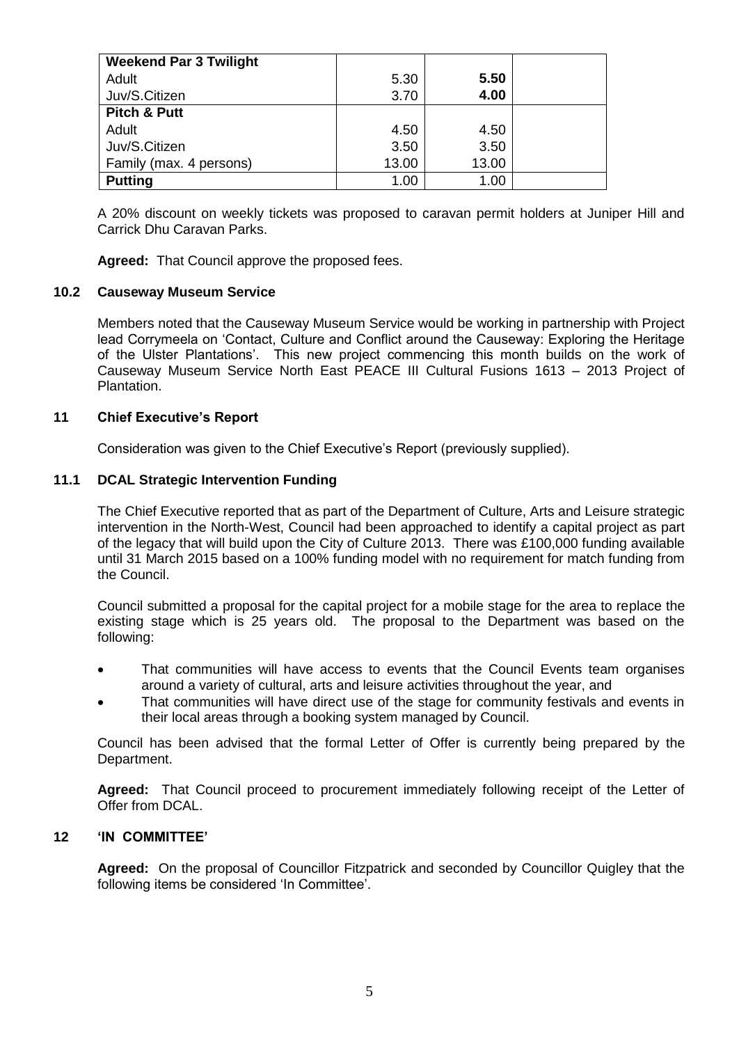| **Weekend Par 3 Twilight** | | | |
|---|---|---|---|
| Adult | 5.30 | **5.50** | |
| Juv/S.Citizen | 3.70 | **4.00** | |
| **Pitch & Putt** | | | |
| Adult | 4.50 | 4.50 | |
| Juv/S.Citizen | 3.50 | 3.50 | |
| Family (max. 4 persons) | 13.00 | 13.00 | |
| **Putting** | 1.00 | 1.00 | |

A 20% discount on weekly tickets was proposed to caravan permit holders at Juniper Hill and Carrick Dhu Caravan Parks.

**Agreed:** That Council approve the proposed fees.

### 10.2 Causeway Museum Service

Members noted that the Causeway Museum Service would be working in partnership with Project lead Corrymeela on 'Contact, Culture and Conflict around the Causeway: Exploring the Heritage of the Ulster Plantations'. This new project commencing this month builds on the work of Causeway Museum Service North East PEACE III Cultural Fusions 1613 – 2013 Project of Plantation.

## 11 Chief Executive's Report

Consideration was given to the Chief Executive's Report (previously supplied).

### 11.1 DCAL Strategic Intervention Funding

The Chief Executive reported that as part of the Department of Culture, Arts and Leisure strategic intervention in the North-West, Council had been approached to identify a capital project as part of the legacy that will build upon the City of Culture 2013. There was £100,000 funding available until 31 March 2015 based on a 100% funding model with no requirement for match funding from the Council.

Council submitted a proposal for the capital project for a mobile stage for the area to replace the existing stage which is 25 years old. The proposal to the Department was based on the following:

- That communities will have access to events that the Council Events team organises around a variety of cultural, arts and leisure activities throughout the year, and
- That communities will have direct use of the stage for community festivals and events in their local areas through a booking system managed by Council.

Council has been advised that the formal Letter of Offer is currently being prepared by the Department.

**Agreed:** That Council proceed to procurement immediately following receipt of the Letter of Offer from DCAL.

## 12 'IN COMMITTEE'

**Agreed:** On the proposal of Councillor Fitzpatrick and seconded by Councillor Quigley that the following items be considered 'In Committee'.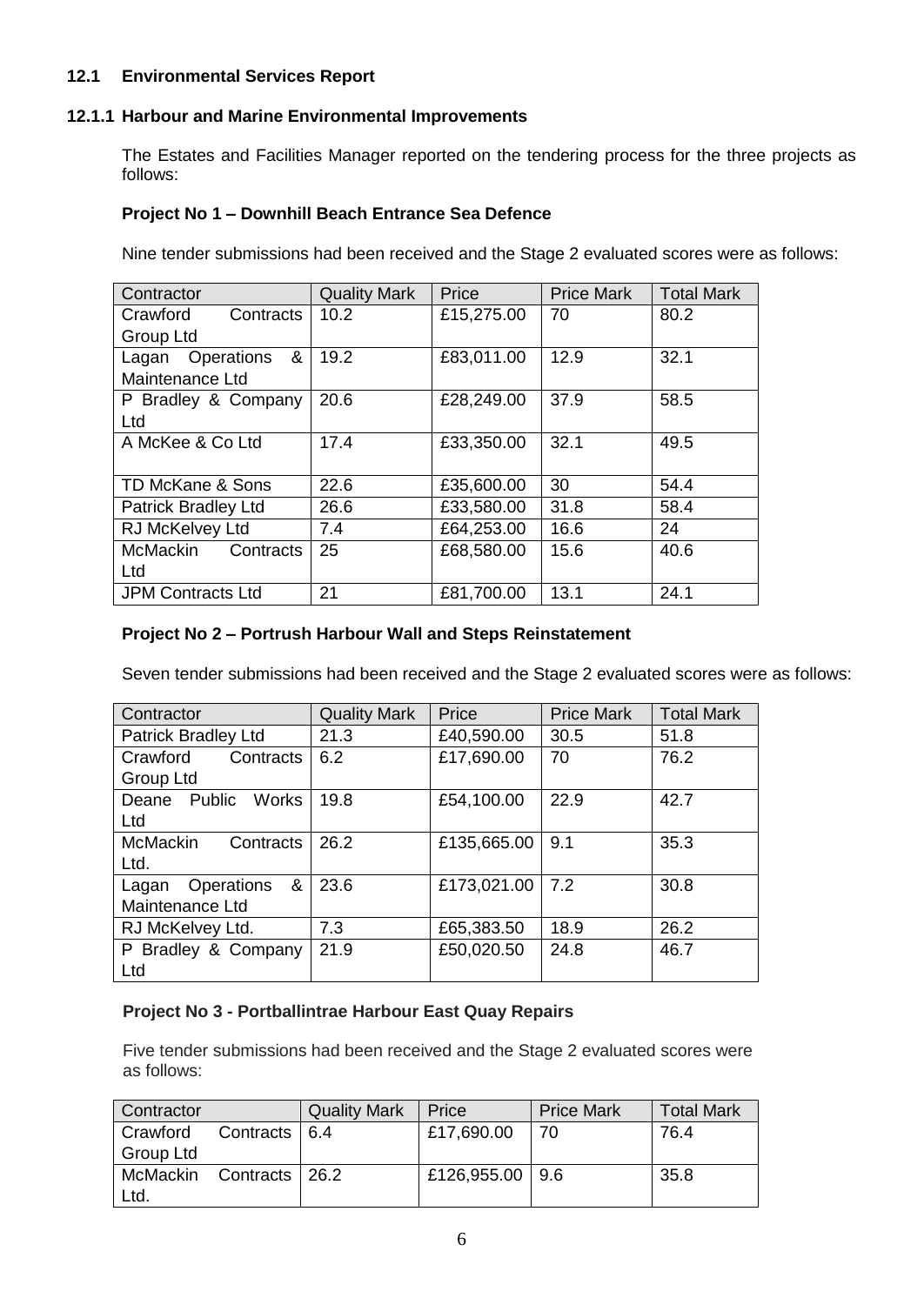### 12.1 Environmental Services Report

#### 12.1.1 Harbour and Marine Environmental Improvements

The Estates and Facilities Manager reported on the tendering process for the three projects as follows:

**Project No 1 – Downhill Beach Entrance Sea Defence**

Nine tender submissions had been received and the Stage 2 evaluated scores were as follows:

| Contractor | Quality Mark | Price | Price Mark | Total Mark |
|---|---|---|---|---|
| Crawford Contracts Group Ltd | 10.2 | £15,275.00 | 70 | 80.2 |
| Lagan Operations & Maintenance Ltd | 19.2 | £83,011.00 | 12.9 | 32.1 |
| P Bradley & Company Ltd | 20.6 | £28,249.00 | 37.9 | 58.5 |
| A McKee & Co Ltd | 17.4 | £33,350.00 | 32.1 | 49.5 |
| TD McKane & Sons | 22.6 | £35,600.00 | 30 | 54.4 |
| Patrick Bradley Ltd | 26.6 | £33,580.00 | 31.8 | 58.4 |
| RJ McKelvey Ltd | 7.4 | £64,253.00 | 16.6 | 24 |
| McMackin Contracts Ltd | 25 | £68,580.00 | 15.6 | 40.6 |
| JPM Contracts Ltd | 21 | £81,700.00 | 13.1 | 24.1 |

**Project No 2 – Portrush Harbour Wall and Steps Reinstatement**

Seven tender submissions had been received and the Stage 2 evaluated scores were as follows:

| Contractor | Quality Mark | Price | Price Mark | Total Mark |
|---|---|---|---|---|
| Patrick Bradley Ltd | 21.3 | £40,590.00 | 30.5 | 51.8 |
| Crawford Contracts Group Ltd | 6.2 | £17,690.00 | 70 | 76.2 |
| Deane Public Works Ltd | 19.8 | £54,100.00 | 22.9 | 42.7 |
| McMackin Contracts Ltd. | 26.2 | £135,665.00 | 9.1 | 35.3 |
| Lagan Operations & Maintenance Ltd | 23.6 | £173,021.00 | 7.2 | 30.8 |
| RJ McKelvey Ltd. | 7.3 | £65,383.50 | 18.9 | 26.2 |
| P Bradley & Company Ltd | 21.9 | £50,020.50 | 24.8 | 46.7 |

**Project No 3 - Portballintrae Harbour East Quay Repairs**

Five tender submissions had been received and the Stage 2 evaluated scores were as follows:

| Contractor | Quality Mark | Price | Price Mark | Total Mark |
|---|---|---|---|---|
| Crawford Contracts Group Ltd | 6.4 | £17,690.00 | 70 | 76.4 |
| McMackin Contracts Ltd. | 26.2 | £126,955.00 | 9.6 | 35.8 |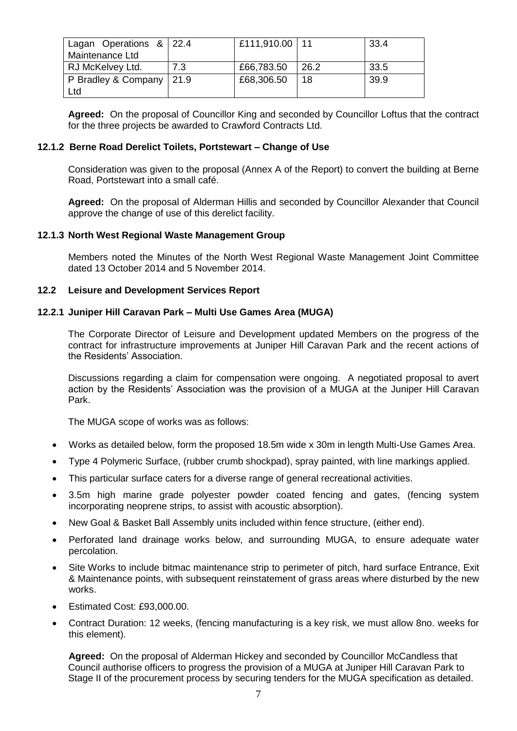| | | | | |
|---|---|---|---|---|
| Lagan Operations & Maintenance Ltd | 22.4 | £111,910.00 | 11 | 33.4 |
| RJ McKelvey Ltd. | 7.3 | £66,783.50 | 26.2 | 33.5 |
| P Bradley & Company Ltd | 21.9 | £68,306.50 | 18 | 39.9 |

**Agreed:** On the proposal of Councillor King and seconded by Councillor Loftus that the contract for the three projects be awarded to Crawford Contracts Ltd.

### 12.1.2 Berne Road Derelict Toilets, Portstewart – Change of Use

Consideration was given to the proposal (Annex A of the Report) to convert the building at Berne Road, Portstewart into a small café.

**Agreed:** On the proposal of Alderman Hillis and seconded by Councillor Alexander that Council approve the change of use of this derelict facility.

### 12.1.3 North West Regional Waste Management Group

Members noted the Minutes of the North West Regional Waste Management Joint Committee dated 13 October 2014 and 5 November 2014.

### 12.2 Leisure and Development Services Report

### 12.2.1 Juniper Hill Caravan Park – Multi Use Games Area (MUGA)

The Corporate Director of Leisure and Development updated Members on the progress of the contract for infrastructure improvements at Juniper Hill Caravan Park and the recent actions of the Residents' Association.

Discussions regarding a claim for compensation were ongoing. A negotiated proposal to avert action by the Residents' Association was the provision of a MUGA at the Juniper Hill Caravan Park.

The MUGA scope of works was as follows:

- Works as detailed below, form the proposed 18.5m wide x 30m in length Multi-Use Games Area.
- Type 4 Polymeric Surface, (rubber crumb shockpad), spray painted, with line markings applied.
- This particular surface caters for a diverse range of general recreational activities.
- 3.5m high marine grade polyester powder coated fencing and gates, (fencing system incorporating neoprene strips, to assist with acoustic absorption).
- New Goal & Basket Ball Assembly units included within fence structure, (either end).
- Perforated land drainage works below, and surrounding MUGA, to ensure adequate water percolation.
- Site Works to include bitmac maintenance strip to perimeter of pitch, hard surface Entrance, Exit & Maintenance points, with subsequent reinstatement of grass areas where disturbed by the new works.
- Estimated Cost: £93,000.00.
- Contract Duration: 12 weeks, (fencing manufacturing is a key risk, we must allow 8no. weeks for this element).

**Agreed:** On the proposal of Alderman Hickey and seconded by Councillor McCandless that Council authorise officers to progress the provision of a MUGA at Juniper Hill Caravan Park to Stage II of the procurement process by securing tenders for the MUGA specification as detailed.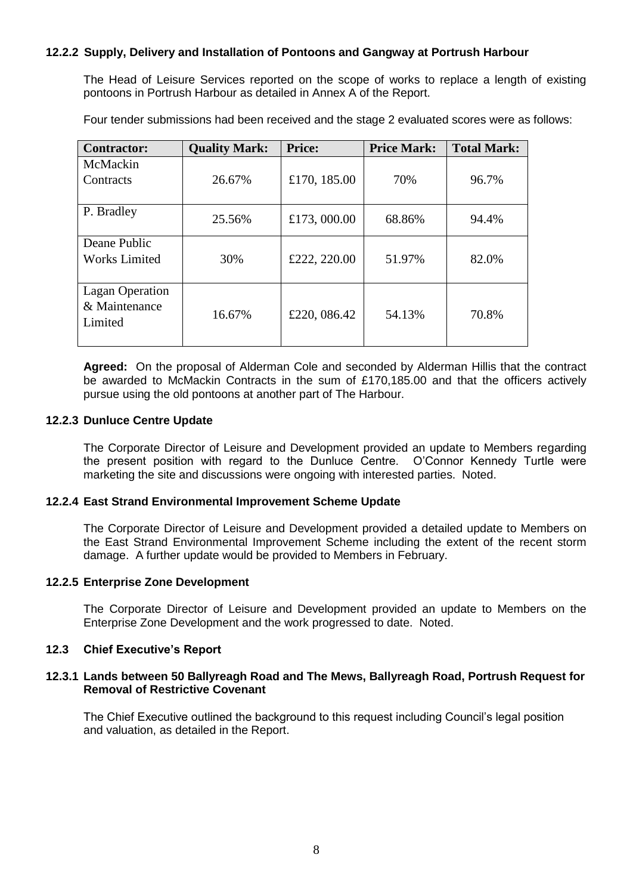#### 12.2.2 Supply, Delivery and Installation of Pontoons and Gangway at Portrush Harbour

The Head of Leisure Services reported on the scope of works to replace a length of existing pontoons in Portrush Harbour as detailed in Annex A of the Report.

Four tender submissions had been received and the stage 2 evaluated scores were as follows:

| Contractor: | Quality Mark: | Price: | Price Mark: | Total Mark: |
|---|---|---|---|---|
| McMackin Contracts | 26.67% | £170, 185.00 | 70% | 96.7% |
| P. Bradley | 25.56% | £173, 000.00 | 68.86% | 94.4% |
| Deane Public Works Limited | 30% | £222, 220.00 | 51.97% | 82.0% |
| Lagan Operation & Maintenance Limited | 16.67% | £220, 086.42 | 54.13% | 70.8% |

**Agreed:** On the proposal of Alderman Cole and seconded by Alderman Hillis that the contract be awarded to McMackin Contracts in the sum of £170,185.00 and that the officers actively pursue using the old pontoons at another part of The Harbour.

#### 12.2.3 Dunluce Centre Update

The Corporate Director of Leisure and Development provided an update to Members regarding the present position with regard to the Dunluce Centre. O'Connor Kennedy Turtle were marketing the site and discussions were ongoing with interested parties. Noted.

#### 12.2.4 East Strand Environmental Improvement Scheme Update

The Corporate Director of Leisure and Development provided a detailed update to Members on the East Strand Environmental Improvement Scheme including the extent of the recent storm damage. A further update would be provided to Members in February.

#### 12.2.5 Enterprise Zone Development

The Corporate Director of Leisure and Development provided an update to Members on the Enterprise Zone Development and the work progressed to date. Noted.

### 12.3 Chief Executive's Report

#### 12.3.1 Lands between 50 Ballyreagh Road and The Mews, Ballyreagh Road, Portrush Request for Removal of Restrictive Covenant

The Chief Executive outlined the background to this request including Council's legal position and valuation, as detailed in the Report.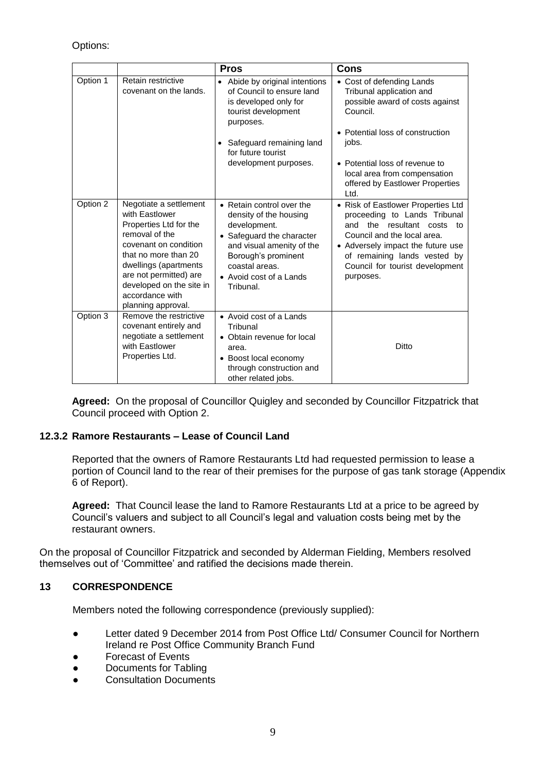Options:

| | | **Pros** | **Cons** |
|---|---|---|---|
| Option 1 | Retain restrictive covenant on the lands. | • Abide by original intentions of Council to ensure land is developed only for tourist development purposes.<br>• Safeguard remaining land for future tourist development purposes. | • Cost of defending Lands Tribunal application and possible award of costs against Council.<br>• Potential loss of construction jobs.<br>• Potential loss of revenue to local area from compensation offered by Eastlower Properties Ltd. |
| Option 2 | Negotiate a settlement with Eastlower Properties Ltd for the removal of the covenant on condition that no more than 20 dwellings (apartments are not permitted) are developed on the site in accordance with planning approval. | • Retain control over the density of the housing development.<br>• Safeguard the character and visual amenity of the Borough's prominent coastal areas.<br>• Avoid cost of a Lands Tribunal. | • Risk of Eastlower Properties Ltd proceeding to Lands Tribunal and the resultant costs to Council and the local area.<br>• Adversely impact the future use of remaining lands vested by Council for tourist development purposes. |
| Option 3 | Remove the restrictive covenant entirely and negotiate a settlement with Eastlower Properties Ltd. | • Avoid cost of a Lands Tribunal<br>• Obtain revenue for local area.<br>• Boost local economy through construction and other related jobs. | Ditto |

**Agreed:** On the proposal of Councillor Quigley and seconded by Councillor Fitzpatrick that Council proceed with Option 2.

### 12.3.2 Ramore Restaurants – Lease of Council Land

Reported that the owners of Ramore Restaurants Ltd had requested permission to lease a portion of Council land to the rear of their premises for the purpose of gas tank storage (Appendix 6 of Report).

**Agreed:** That Council lease the land to Ramore Restaurants Ltd at a price to be agreed by Council's valuers and subject to all Council's legal and valuation costs being met by the restaurant owners.

On the proposal of Councillor Fitzpatrick and seconded by Alderman Fielding, Members resolved themselves out of 'Committee' and ratified the decisions made therein.

## 13 CORRESPONDENCE

Members noted the following correspondence (previously supplied):

- Letter dated 9 December 2014 from Post Office Ltd/ Consumer Council for Northern Ireland re Post Office Community Branch Fund
- Forecast of Events
- Documents for Tabling
- Consultation Documents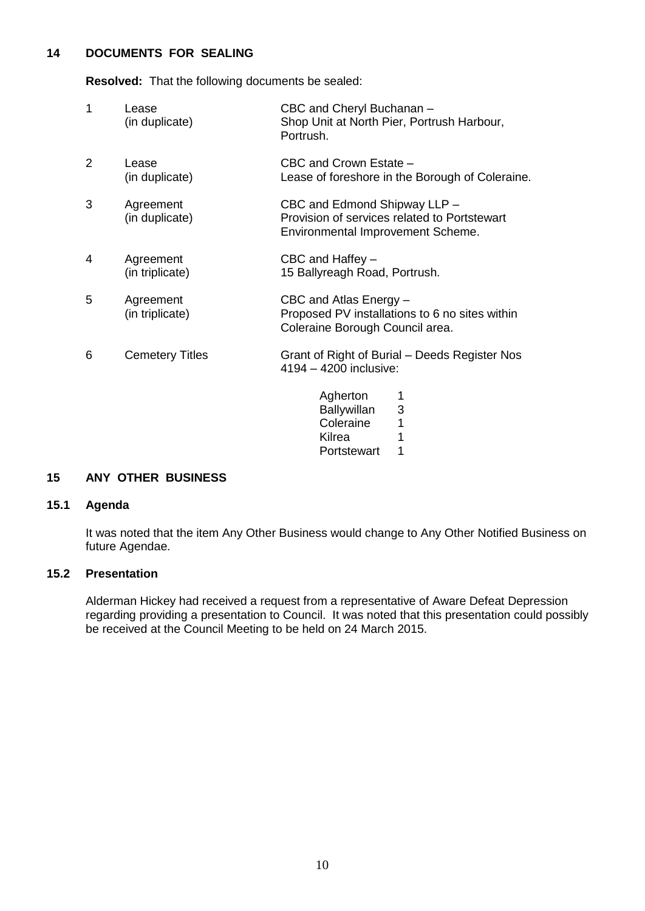## 14 DOCUMENTS FOR SEALING

**Resolved:** That the following documents be sealed:

| | | |
|---|---|---|
| 1 | Lease (in duplicate) | CBC and Cheryl Buchanan – Shop Unit at North Pier, Portrush Harbour, Portrush. |
| 2 | Lease (in duplicate) | CBC and Crown Estate – Lease of foreshore in the Borough of Coleraine. |
| 3 | Agreement (in duplicate) | CBC and Edmond Shipway LLP – Provision of services related to Portstewart Environmental Improvement Scheme. |
| 4 | Agreement (in triplicate) | CBC and Haffey – 15 Ballyreagh Road, Portrush. |
| 5 | Agreement (in triplicate) | CBC and Atlas Energy – Proposed PV installations to 6 no sites within Coleraine Borough Council area. |
| 6 | Cemetery Titles | Grant of Right of Burial – Deeds Register Nos 4194 – 4200 inclusive: |

| | |
|---|---|
| Agherton | 1 |
| Ballywillan | 3 |
| Coleraine | 1 |
| Kilrea | 1 |
| Portstewart | 1 |

## 15 ANY OTHER BUSINESS

### 15.1 Agenda

It was noted that the item Any Other Business would change to Any Other Notified Business on future Agendae.

### 15.2 Presentation

Alderman Hickey had received a request from a representative of Aware Defeat Depression regarding providing a presentation to Council. It was noted that this presentation could possibly be received at the Council Meeting to be held on 24 March 2015.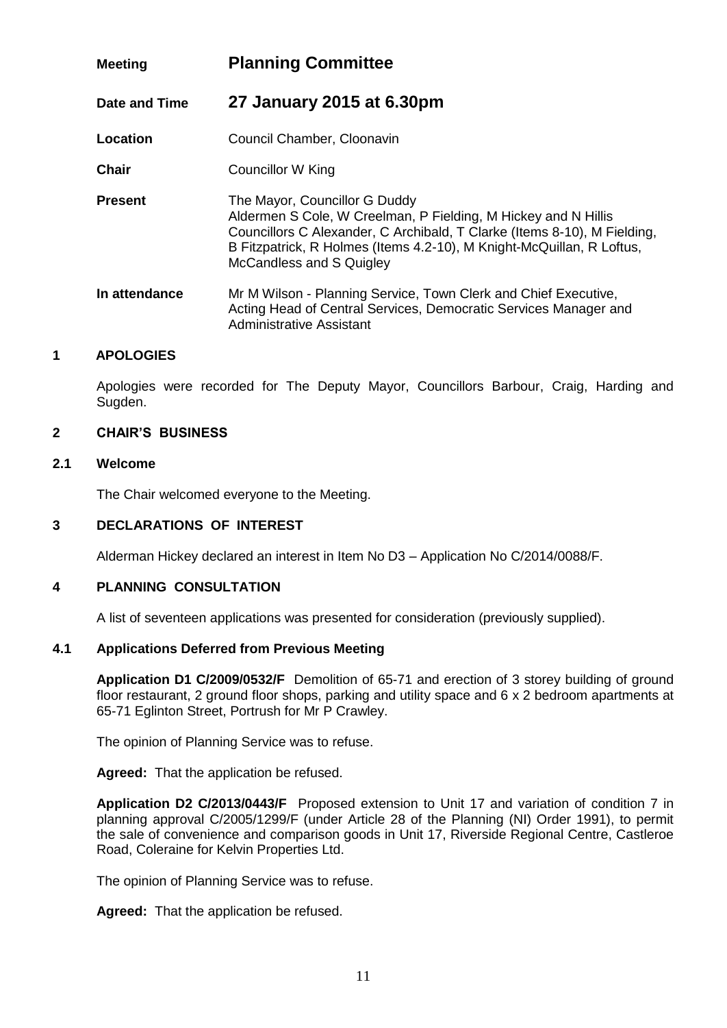| | |
|---|---|
| **Meeting** | **Planning Committee** |
| **Date and Time** | **27 January 2015 at 6.30pm** |
| **Location** | Council Chamber, Cloonavin |
| **Chair** | Councillor W King |
| **Present** | The Mayor, Councillor G Duddy<br>Aldermen S Cole, W Creelman, P Fielding, M Hickey and N Hillis<br>Councillors C Alexander, C Archibald, T Clarke (Items 8-10), M Fielding, B Fitzpatrick, R Holmes (Items 4.2-10), M Knight-McQuillan, R Loftus, McCandless and S Quigley |
| **In attendance** | Mr M Wilson - Planning Service, Town Clerk and Chief Executive, Acting Head of Central Services, Democratic Services Manager and Administrative Assistant |

## 1 APOLOGIES

Apologies were recorded for The Deputy Mayor, Councillors Barbour, Craig, Harding and Sugden.

## 2 CHAIR'S BUSINESS

### 2.1 Welcome

The Chair welcomed everyone to the Meeting.

## 3 DECLARATIONS OF INTEREST

Alderman Hickey declared an interest in Item No D3 – Application No C/2014/0088/F.

## 4 PLANNING CONSULTATION

A list of seventeen applications was presented for consideration (previously supplied).

### 4.1 Applications Deferred from Previous Meeting

**Application D1 C/2009/0532/F** Demolition of 65-71 and erection of 3 storey building of ground floor restaurant, 2 ground floor shops, parking and utility space and 6 x 2 bedroom apartments at 65-71 Eglinton Street, Portrush for Mr P Crawley.

The opinion of Planning Service was to refuse.

**Agreed:** That the application be refused.

**Application D2 C/2013/0443/F** Proposed extension to Unit 17 and variation of condition 7 in planning approval C/2005/1299/F (under Article 28 of the Planning (NI) Order 1991), to permit the sale of convenience and comparison goods in Unit 17, Riverside Regional Centre, Castleroe Road, Coleraine for Kelvin Properties Ltd.

The opinion of Planning Service was to refuse.

**Agreed:** That the application be refused.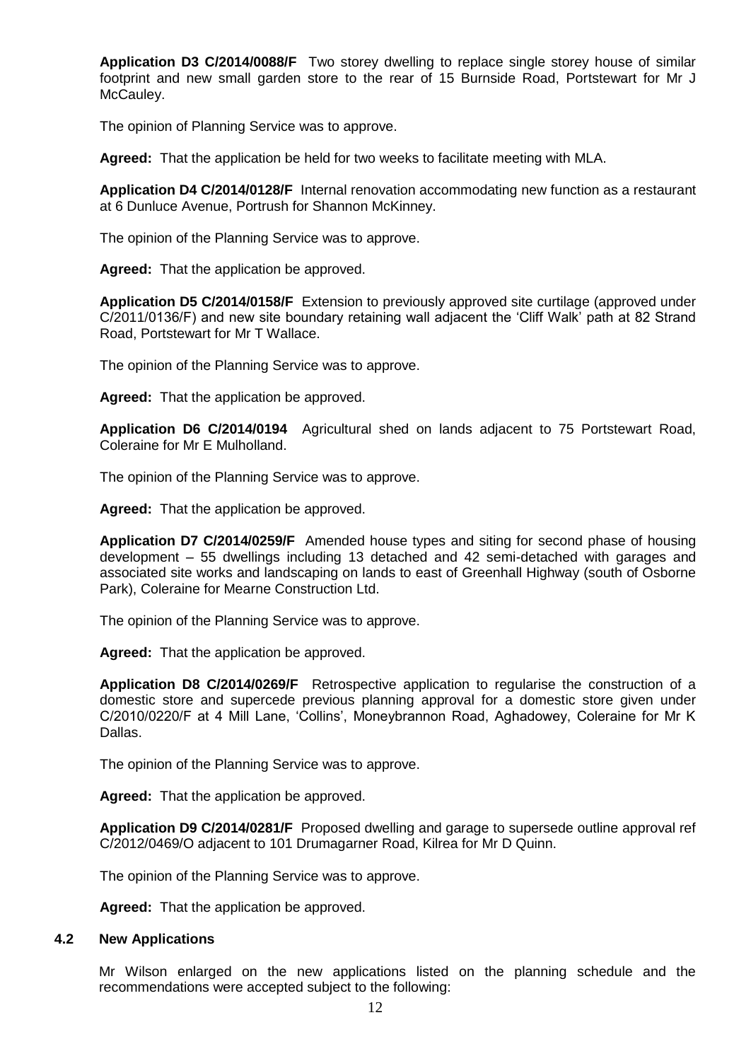**Application D3 C/2014/0088/F** Two storey dwelling to replace single storey house of similar footprint and new small garden store to the rear of 15 Burnside Road, Portstewart for Mr J McCauley.

The opinion of Planning Service was to approve.

**Agreed:** That the application be held for two weeks to facilitate meeting with MLA.

**Application D4 C/2014/0128/F** Internal renovation accommodating new function as a restaurant at 6 Dunluce Avenue, Portrush for Shannon McKinney.

The opinion of the Planning Service was to approve.

**Agreed:** That the application be approved.

**Application D5 C/2014/0158/F** Extension to previously approved site curtilage (approved under C/2011/0136/F) and new site boundary retaining wall adjacent the 'Cliff Walk' path at 82 Strand Road, Portstewart for Mr T Wallace.

The opinion of the Planning Service was to approve.

**Agreed:** That the application be approved.

**Application D6 C/2014/0194** Agricultural shed on lands adjacent to 75 Portstewart Road, Coleraine for Mr E Mulholland.

The opinion of the Planning Service was to approve.

**Agreed:** That the application be approved.

**Application D7 C/2014/0259/F** Amended house types and siting for second phase of housing development – 55 dwellings including 13 detached and 42 semi-detached with garages and associated site works and landscaping on lands to east of Greenhall Highway (south of Osborne Park), Coleraine for Mearne Construction Ltd.

The opinion of the Planning Service was to approve.

**Agreed:** That the application be approved.

**Application D8 C/2014/0269/F** Retrospective application to regularise the construction of a domestic store and supercede previous planning approval for a domestic store given under C/2010/0220/F at 4 Mill Lane, 'Collins', Moneybrannon Road, Aghadowey, Coleraine for Mr K Dallas.

The opinion of the Planning Service was to approve.

**Agreed:** That the application be approved.

**Application D9 C/2014/0281/F** Proposed dwelling and garage to supersede outline approval ref C/2012/0469/O adjacent to 101 Drumagarner Road, Kilrea for Mr D Quinn.

The opinion of the Planning Service was to approve.

**Agreed:** That the application be approved.

### 4.2 New Applications

Mr Wilson enlarged on the new applications listed on the planning schedule and the recommendations were accepted subject to the following: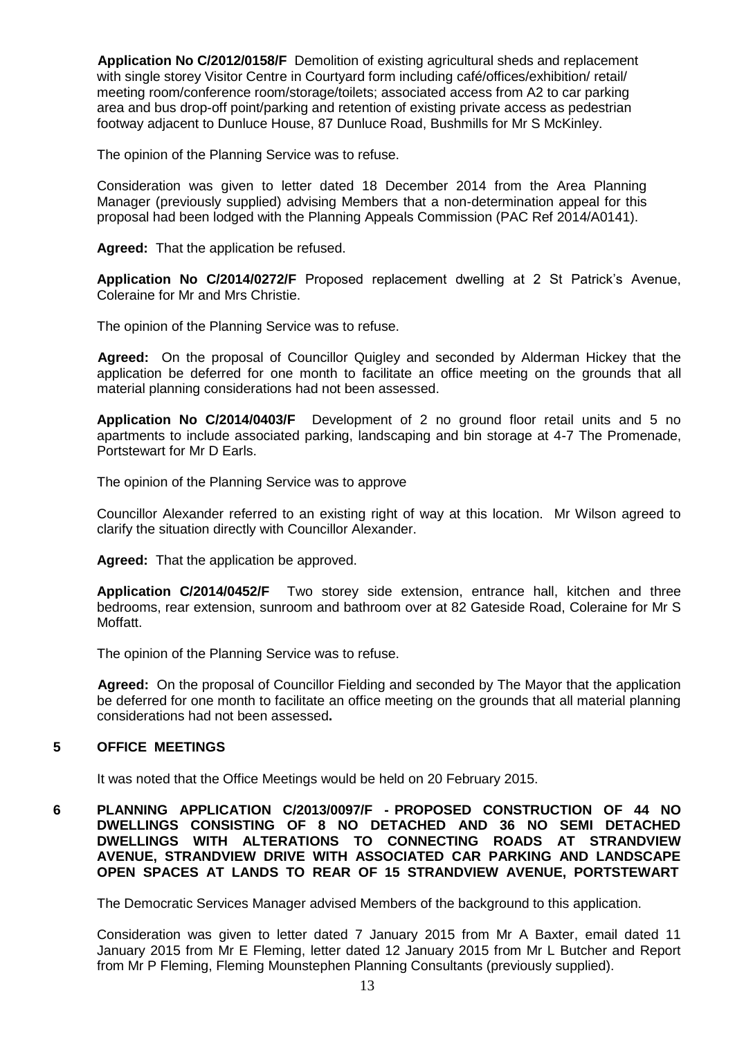**Application No C/2012/0158/F** Demolition of existing agricultural sheds and replacement with single storey Visitor Centre in Courtyard form including café/offices/exhibition/ retail/ meeting room/conference room/storage/toilets; associated access from A2 to car parking area and bus drop-off point/parking and retention of existing private access as pedestrian footway adjacent to Dunluce House, 87 Dunluce Road, Bushmills for Mr S McKinley.

The opinion of the Planning Service was to refuse.

Consideration was given to letter dated 18 December 2014 from the Area Planning Manager (previously supplied) advising Members that a non-determination appeal for this proposal had been lodged with the Planning Appeals Commission (PAC Ref 2014/A0141).

**Agreed:** That the application be refused.

**Application No C/2014/0272/F** Proposed replacement dwelling at 2 St Patrick's Avenue, Coleraine for Mr and Mrs Christie.

The opinion of the Planning Service was to refuse.

**Agreed:** On the proposal of Councillor Quigley and seconded by Alderman Hickey that the application be deferred for one month to facilitate an office meeting on the grounds that all material planning considerations had not been assessed.

**Application No C/2014/0403/F** Development of 2 no ground floor retail units and 5 no apartments to include associated parking, landscaping and bin storage at 4-7 The Promenade, Portstewart for Mr D Earls.

The opinion of the Planning Service was to approve

Councillor Alexander referred to an existing right of way at this location. Mr Wilson agreed to clarify the situation directly with Councillor Alexander.

**Agreed:** That the application be approved.

**Application C/2014/0452/F** Two storey side extension, entrance hall, kitchen and three bedrooms, rear extension, sunroom and bathroom over at 82 Gateside Road, Coleraine for Mr S Moffatt.

The opinion of the Planning Service was to refuse.

**Agreed:** On the proposal of Councillor Fielding and seconded by The Mayor that the application be deferred for one month to facilitate an office meeting on the grounds that all material planning considerations had not been assessed**.**

## 5 OFFICE MEETINGS

It was noted that the Office Meetings would be held on 20 February 2015.

## 6 PLANNING APPLICATION C/2013/0097/F - PROPOSED CONSTRUCTION OF 44 NO DWELLINGS CONSISTING OF 8 NO DETACHED AND 36 NO SEMI DETACHED DWELLINGS WITH ALTERATIONS TO CONNECTING ROADS AT STRANDVIEW AVENUE, STRANDVIEW DRIVE WITH ASSOCIATED CAR PARKING AND LANDSCAPE OPEN SPACES AT LANDS TO REAR OF 15 STRANDVIEW AVENUE, PORTSTEWART

The Democratic Services Manager advised Members of the background to this application.

Consideration was given to letter dated 7 January 2015 from Mr A Baxter, email dated 11 January 2015 from Mr E Fleming, letter dated 12 January 2015 from Mr L Butcher and Report from Mr P Fleming, Fleming Mounstephen Planning Consultants (previously supplied).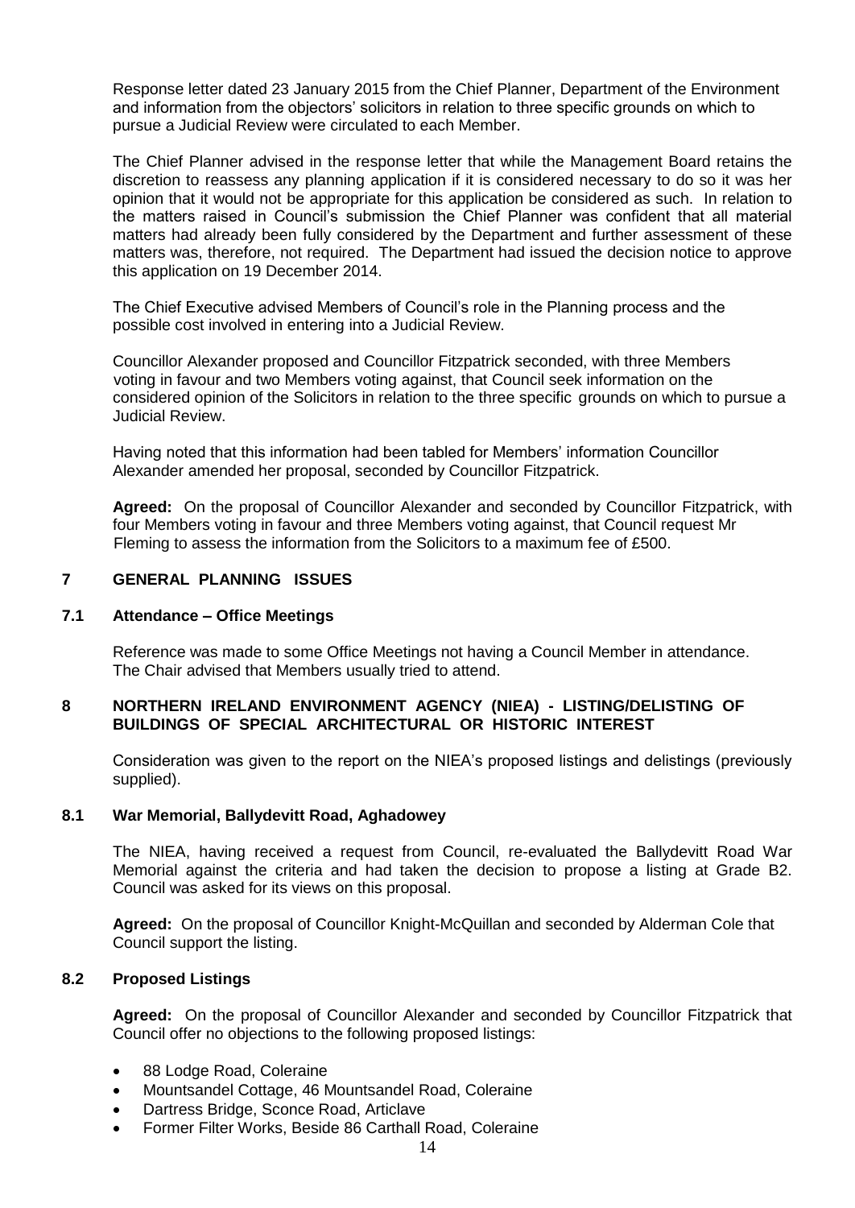Response letter dated 23 January 2015 from the Chief Planner, Department of the Environment and information from the objectors' solicitors in relation to three specific grounds on which to pursue a Judicial Review were circulated to each Member.

The Chief Planner advised in the response letter that while the Management Board retains the discretion to reassess any planning application if it is considered necessary to do so it was her opinion that it would not be appropriate for this application be considered as such. In relation to the matters raised in Council's submission the Chief Planner was confident that all material matters had already been fully considered by the Department and further assessment of these matters was, therefore, not required. The Department had issued the decision notice to approve this application on 19 December 2014.

The Chief Executive advised Members of Council's role in the Planning process and the possible cost involved in entering into a Judicial Review.

Councillor Alexander proposed and Councillor Fitzpatrick seconded, with three Members voting in favour and two Members voting against, that Council seek information on the considered opinion of the Solicitors in relation to the three specific grounds on which to pursue a Judicial Review.

Having noted that this information had been tabled for Members' information Councillor Alexander amended her proposal, seconded by Councillor Fitzpatrick.

**Agreed:** On the proposal of Councillor Alexander and seconded by Councillor Fitzpatrick, with four Members voting in favour and three Members voting against, that Council request Mr Fleming to assess the information from the Solicitors to a maximum fee of £500.

## 7 GENERAL PLANNING ISSUES

### 7.1 Attendance – Office Meetings

Reference was made to some Office Meetings not having a Council Member in attendance. The Chair advised that Members usually tried to attend.

## 8 NORTHERN IRELAND ENVIRONMENT AGENCY (NIEA) - LISTING/DELISTING OF BUILDINGS OF SPECIAL ARCHITECTURAL OR HISTORIC INTEREST

Consideration was given to the report on the NIEA's proposed listings and delistings (previously supplied).

### 8.1 War Memorial, Ballydevitt Road, Aghadowey

The NIEA, having received a request from Council, re-evaluated the Ballydevitt Road War Memorial against the criteria and had taken the decision to propose a listing at Grade B2. Council was asked for its views on this proposal.

**Agreed:** On the proposal of Councillor Knight-McQuillan and seconded by Alderman Cole that Council support the listing.

### 8.2 Proposed Listings

**Agreed:** On the proposal of Councillor Alexander and seconded by Councillor Fitzpatrick that Council offer no objections to the following proposed listings:

- 88 Lodge Road, Coleraine
- Mountsandel Cottage, 46 Mountsandel Road, Coleraine
- Dartress Bridge, Sconce Road, Articlave
- Former Filter Works, Beside 86 Carthall Road, Coleraine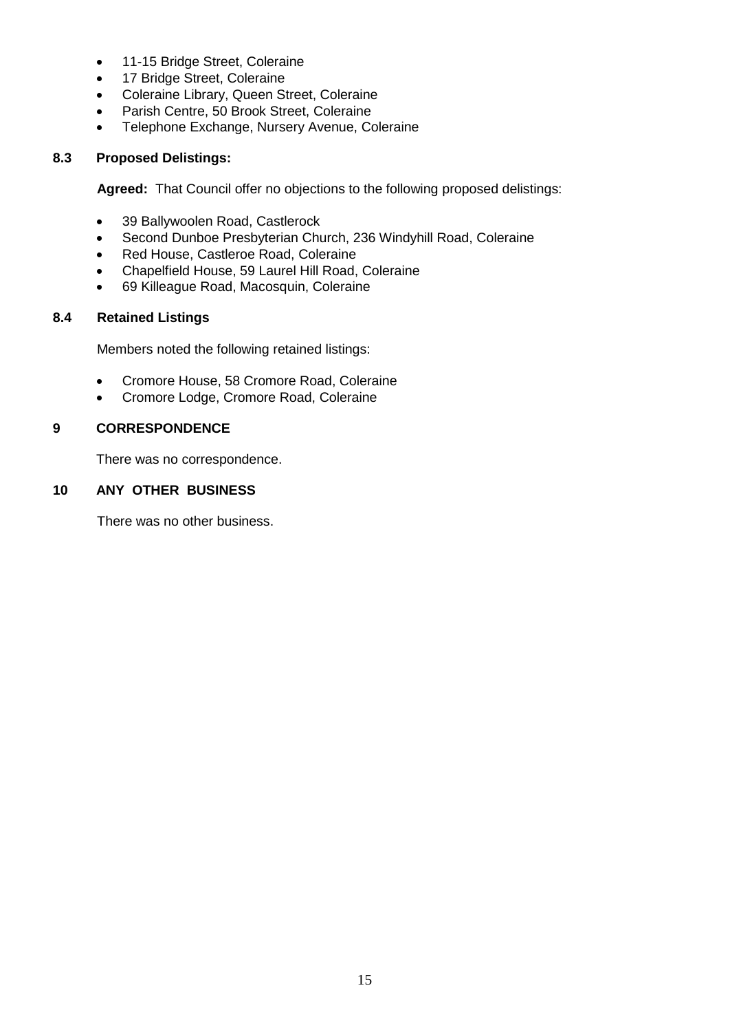- 11-15 Bridge Street, Coleraine
- 17 Bridge Street, Coleraine
- Coleraine Library, Queen Street, Coleraine
- Parish Centre, 50 Brook Street, Coleraine
- Telephone Exchange, Nursery Avenue, Coleraine

### 8.3 Proposed Delistings:

**Agreed:** That Council offer no objections to the following proposed delistings:

- 39 Ballywoolen Road, Castlerock
- Second Dunboe Presbyterian Church, 236 Windyhill Road, Coleraine
- Red House, Castleroe Road, Coleraine
- Chapelfield House, 59 Laurel Hill Road, Coleraine
- 69 Killeague Road, Macosquin, Coleraine

### 8.4 Retained Listings

Members noted the following retained listings:

- Cromore House, 58 Cromore Road, Coleraine
- Cromore Lodge, Cromore Road, Coleraine

## 9 CORRESPONDENCE

There was no correspondence.

## 10 ANY OTHER BUSINESS

There was no other business.